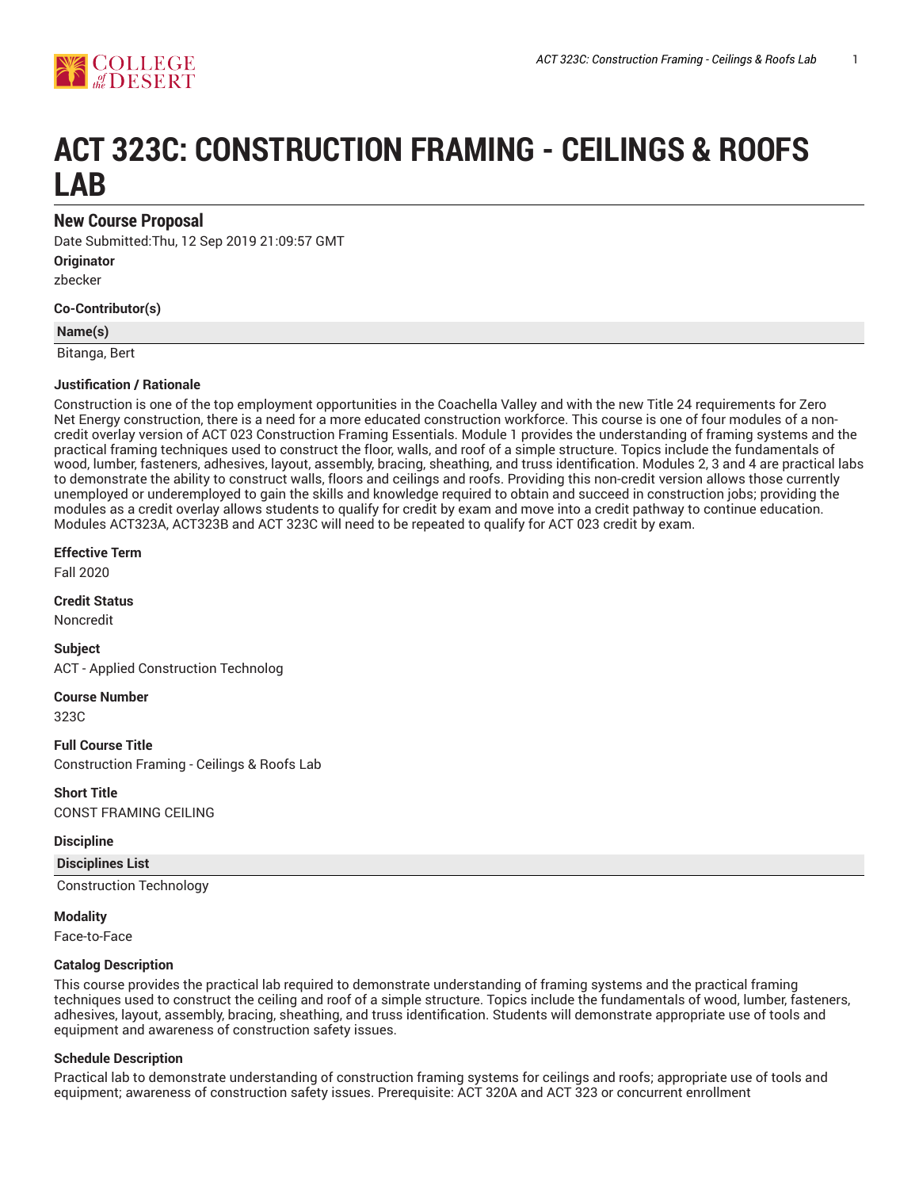# ACT 323C: CONSTRUCTION FRAMING - CEILINGS & ROOFS LAB

## New Course Proposal

Date Submitted:Thu, 12 Sep 2019 21:09:57 GMT

**Originator**

zbecker

**Co-Contributor(s)**

| Name(s) |
|---|
| Bitanga, Bert |

**Justification / Rationale**

Construction is one of the top employment opportunities in the Coachella Valley and with the new Title 24 requirements for Zero Net Energy construction, there is a need for a more educated construction workforce. This course is one of four modules of a non-credit overlay version of ACT 023 Construction Framing Essentials. Module 1 provides the understanding of framing systems and the practical framing techniques used to construct the floor, walls, and roof of a simple structure. Topics include the fundamentals of wood, lumber, fasteners, adhesives, layout, assembly, bracing, sheathing, and truss identification. Modules 2, 3 and 4 are practical labs to demonstrate the ability to construct walls, floors and ceilings and roofs. Providing this non-credit version allows those currently unemployed or underemployed to gain the skills and knowledge required to obtain and succeed in construction jobs; providing the modules as a credit overlay allows students to qualify for credit by exam and move into a credit pathway to continue education. Modules ACT323A, ACT323B and ACT 323C will need to be repeated to qualify for ACT 023 credit by exam.

**Effective Term**

Fall 2020

**Credit Status**

Noncredit

**Subject**

ACT - Applied Construction Technolog

**Course Number**

323C

**Full Course Title**

Construction Framing - Ceilings & Roofs Lab

**Short Title**

CONST FRAMING CEILING

**Discipline**

| Disciplines List |
|---|
| Construction Technology |

**Modality**

Face-to-Face

**Catalog Description**

This course provides the practical lab required to demonstrate understanding of framing systems and the practical framing techniques used to construct the ceiling and roof of a simple structure. Topics include the fundamentals of wood, lumber, fasteners, adhesives, layout, assembly, bracing, sheathing, and truss identification. Students will demonstrate appropriate use of tools and equipment and awareness of construction safety issues.

**Schedule Description**

Practical lab to demonstrate understanding of construction framing systems for ceilings and roofs; appropriate use of tools and equipment; awareness of construction safety issues. Prerequisite: ACT 320A and ACT 323 or concurrent enrollment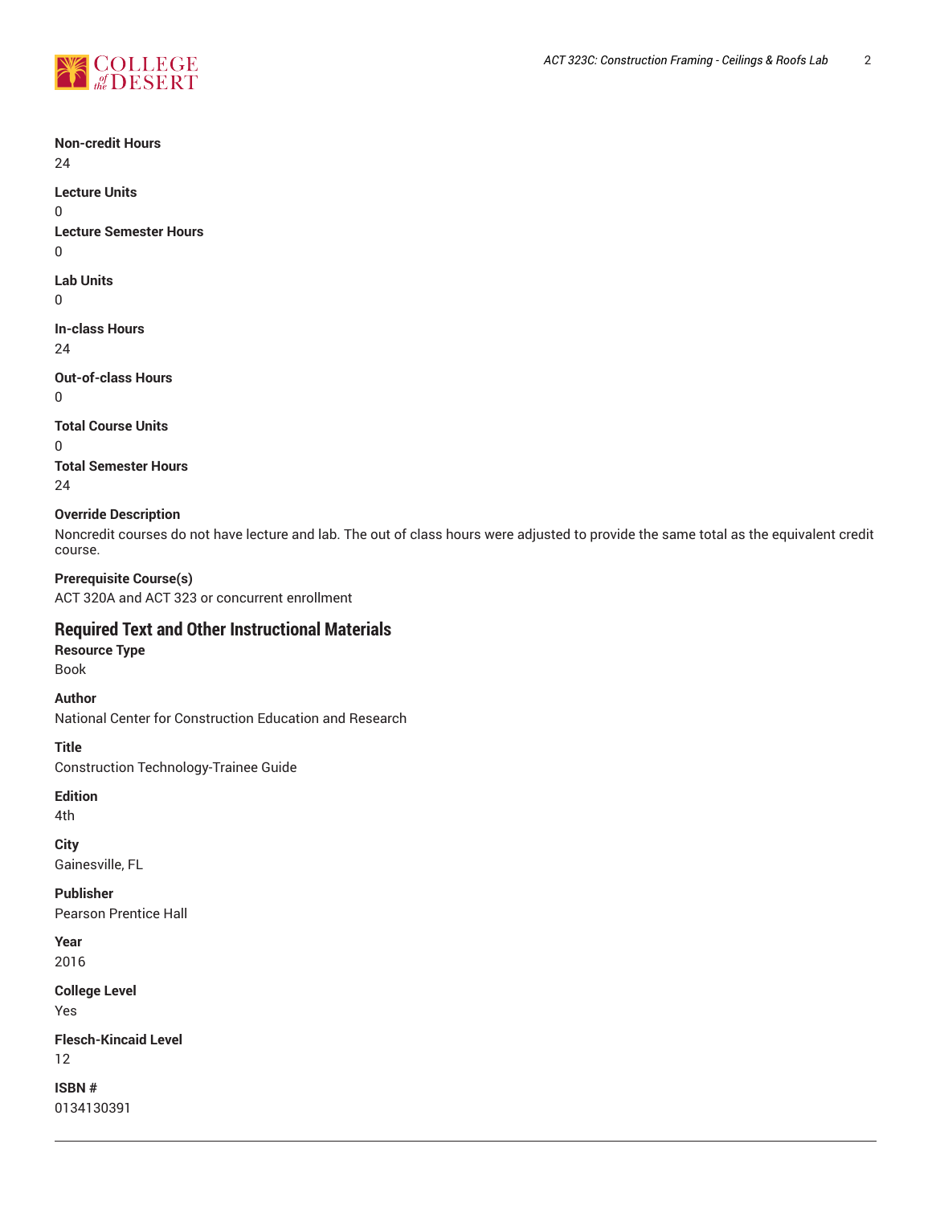**Non-credit Hours**
24

**Lecture Units**
0

**Lecture Semester Hours**
0

**Lab Units**
0

**In-class Hours**
24

**Out-of-class Hours**
0

**Total Course Units**
0

**Total Semester Hours**
24

**Override Description**
Noncredit courses do not have lecture and lab. The out of class hours were adjusted to provide the same total as the equivalent credit course.

**Prerequisite Course(s)**
ACT 320A and ACT 323 or concurrent enrollment

## Required Text and Other Instructional Materials

**Resource Type**
Book

**Author**
National Center for Construction Education and Research

**Title**
Construction Technology-Trainee Guide

**Edition**
4th

**City**
Gainesville, FL

**Publisher**
Pearson Prentice Hall

**Year**
2016

**College Level**
Yes

**Flesch-Kincaid Level**
12

**ISBN #**
0134130391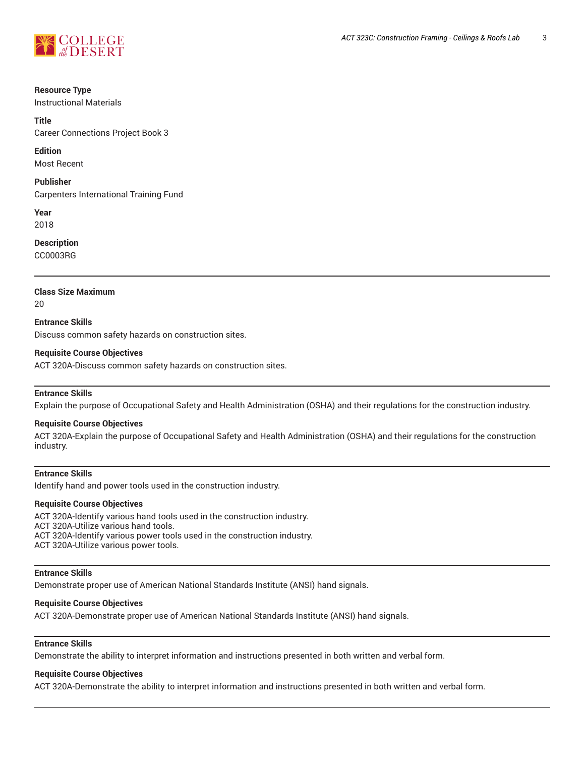**Resource Type**
Instructional Materials

**Title**
Career Connections Project Book 3

**Edition**
Most Recent

**Publisher**
Carpenters International Training Fund

**Year**
2018

**Description**
CC0003RG

---

**Class Size Maximum**
20

**Entrance Skills**
Discuss common safety hazards on construction sites.

**Requisite Course Objectives**
ACT 320A-Discuss common safety hazards on construction sites.

---

**Entrance Skills**
Explain the purpose of Occupational Safety and Health Administration (OSHA) and their regulations for the construction industry.

**Requisite Course Objectives**
ACT 320A-Explain the purpose of Occupational Safety and Health Administration (OSHA) and their regulations for the construction industry.

---

**Entrance Skills**
Identify hand and power tools used in the construction industry.

**Requisite Course Objectives**
ACT 320A-Identify various hand tools used in the construction industry.
ACT 320A-Utilize various hand tools.
ACT 320A-Identify various power tools used in the construction industry.
ACT 320A-Utilize various power tools.

---

**Entrance Skills**
Demonstrate proper use of American National Standards Institute (ANSI) hand signals.

**Requisite Course Objectives**
ACT 320A-Demonstrate proper use of American National Standards Institute (ANSI) hand signals.

---

**Entrance Skills**
Demonstrate the ability to interpret information and instructions presented in both written and verbal form.

**Requisite Course Objectives**
ACT 320A-Demonstrate the ability to interpret information and instructions presented in both written and verbal form.

---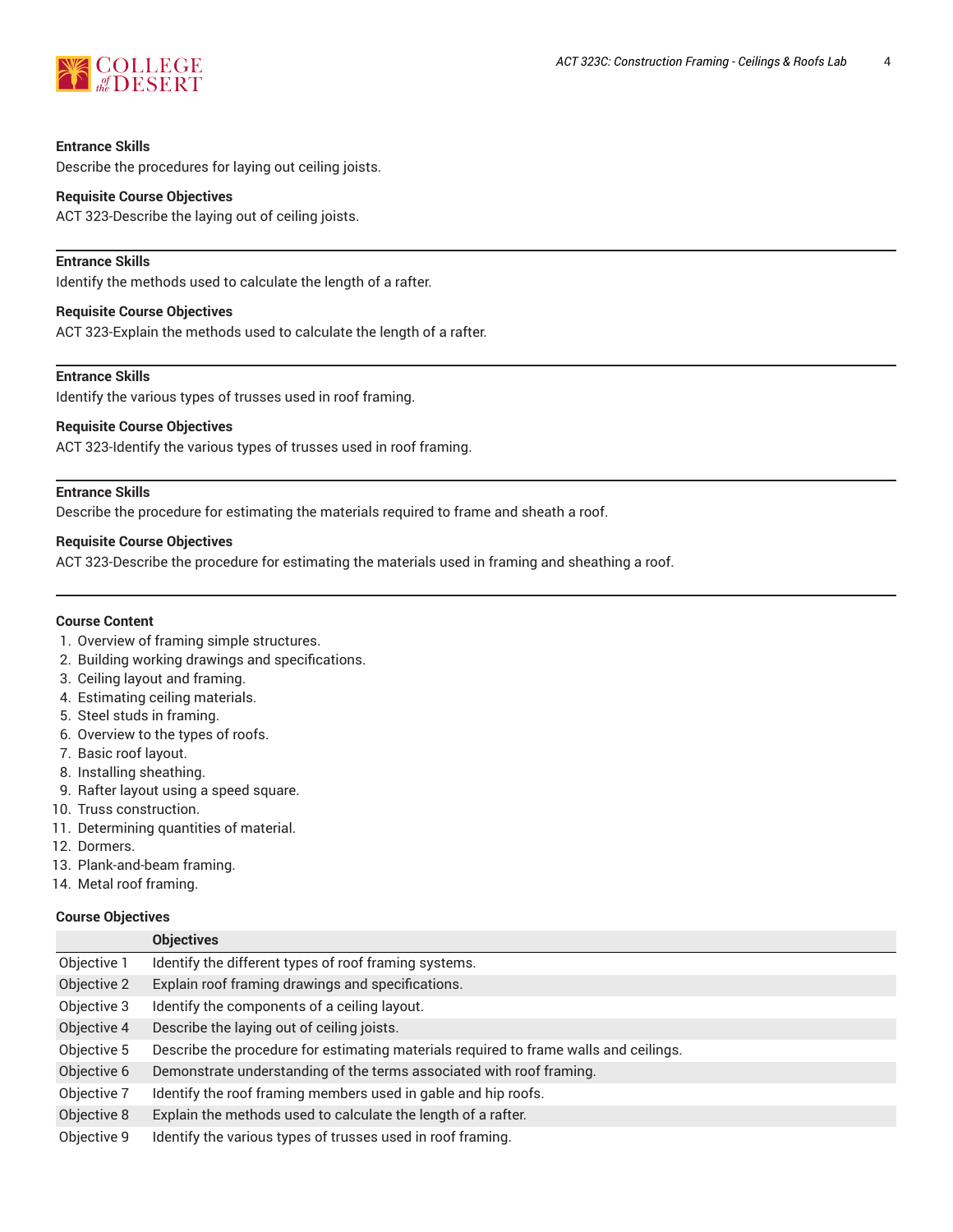**Entrance Skills**
Describe the procedures for laying out ceiling joists.

**Requisite Course Objectives**
ACT 323-Describe the laying out of ceiling joists.

---

**Entrance Skills**
Identify the methods used to calculate the length of a rafter.

**Requisite Course Objectives**
ACT 323-Explain the methods used to calculate the length of a rafter.

---

**Entrance Skills**
Identify the various types of trusses used in roof framing.

**Requisite Course Objectives**
ACT 323-Identify the various types of trusses used in roof framing.

---

**Entrance Skills**
Describe the procedure for estimating the materials required to frame and sheath a roof.

**Requisite Course Objectives**
ACT 323-Describe the procedure for estimating the materials used in framing and sheathing a roof.

---

**Course Content**

1. Overview of framing simple structures.
2. Building working drawings and specifications.
3. Ceiling layout and framing.
4. Estimating ceiling materials.
5. Steel studs in framing.
6. Overview to the types of roofs.
7. Basic roof layout.
8. Installing sheathing.
9. Rafter layout using a speed square.
10. Truss construction.
11. Determining quantities of material.
12. Dormers.
13. Plank-and-beam framing.
14. Metal roof framing.

**Course Objectives**

| | Objectives |
|---|---|
| Objective 1 | Identify the different types of roof framing systems. |
| Objective 2 | Explain roof framing drawings and specifications. |
| Objective 3 | Identify the components of a ceiling layout. |
| Objective 4 | Describe the laying out of ceiling joists. |
| Objective 5 | Describe the procedure for estimating materials required to frame walls and ceilings. |
| Objective 6 | Demonstrate understanding of the terms associated with roof framing. |
| Objective 7 | Identify the roof framing members used in gable and hip roofs. |
| Objective 8 | Explain the methods used to calculate the length of a rafter. |
| Objective 9 | Identify the various types of trusses used in roof framing. |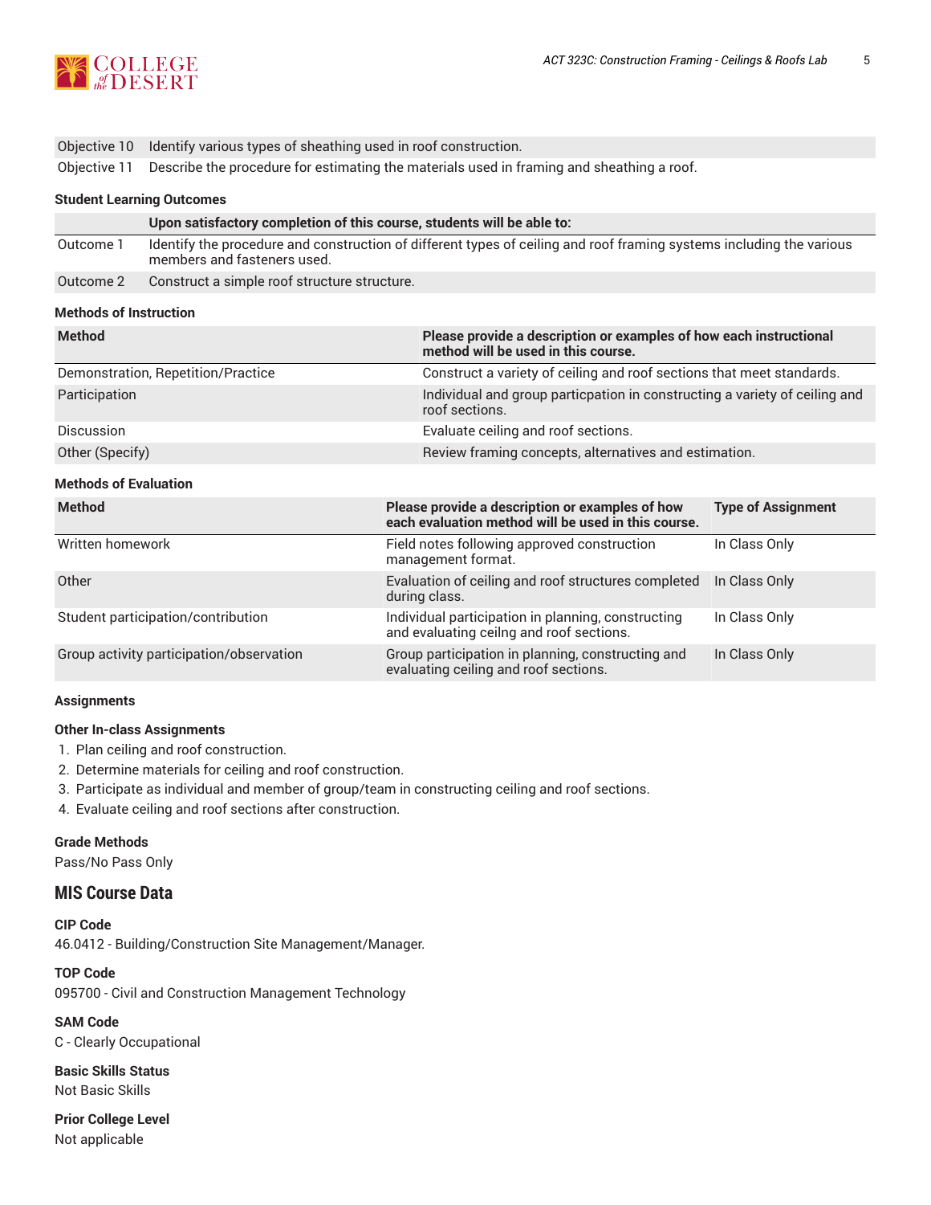| | |
|---|---|
| Objective 10 | Identify various types of sheathing used in roof construction. |
| Objective 11 | Describe the procedure for estimating the materials used in framing and sheathing a roof. |

### Student Learning Outcomes

| | Upon satisfactory completion of this course, students will be able to: |
|---|---|
| Outcome 1 | Identify the procedure and construction of different types of ceiling and roof framing systems including the various members and fasteners used. |
| Outcome 2 | Construct a simple roof structure structure. |

### Methods of Instruction

| Method | Please provide a description or examples of how each instructional method will be used in this course. |
|---|---|
| Demonstration, Repetition/Practice | Construct a variety of ceiling and roof sections that meet standards. |
| Participation | Individual and group particpation in constructing a variety of ceiling and roof sections. |
| Discussion | Evaluate ceiling and roof sections. |
| Other (Specify) | Review framing concepts, alternatives and estimation. |

### Methods of Evaluation

| Method | Please provide a description or examples of how each evaluation method will be used in this course. | Type of Assignment |
|---|---|---|
| Written homework | Field notes following approved construction management format. | In Class Only |
| Other | Evaluation of ceiling and roof structures completed during class. | In Class Only |
| Student participation/contribution | Individual participation in planning, constructing and evaluating ceilng and roof sections. | In Class Only |
| Group activity participation/observation | Group participation in planning, constructing and evaluating ceiling and roof sections. | In Class Only |

### Assignments

**Other In-class Assignments**

1. Plan ceiling and roof construction.
2. Determine materials for ceiling and roof construction.
3. Participate as individual and member of group/team in constructing ceiling and roof sections.
4. Evaluate ceiling and roof sections after construction.

### Grade Methods

Pass/No Pass Only

## MIS Course Data

**CIP Code**
46.0412 - Building/Construction Site Management/Manager.

**TOP Code**
095700 - Civil and Construction Management Technology

**SAM Code**
C - Clearly Occupational

**Basic Skills Status**
Not Basic Skills

**Prior College Level**
Not applicable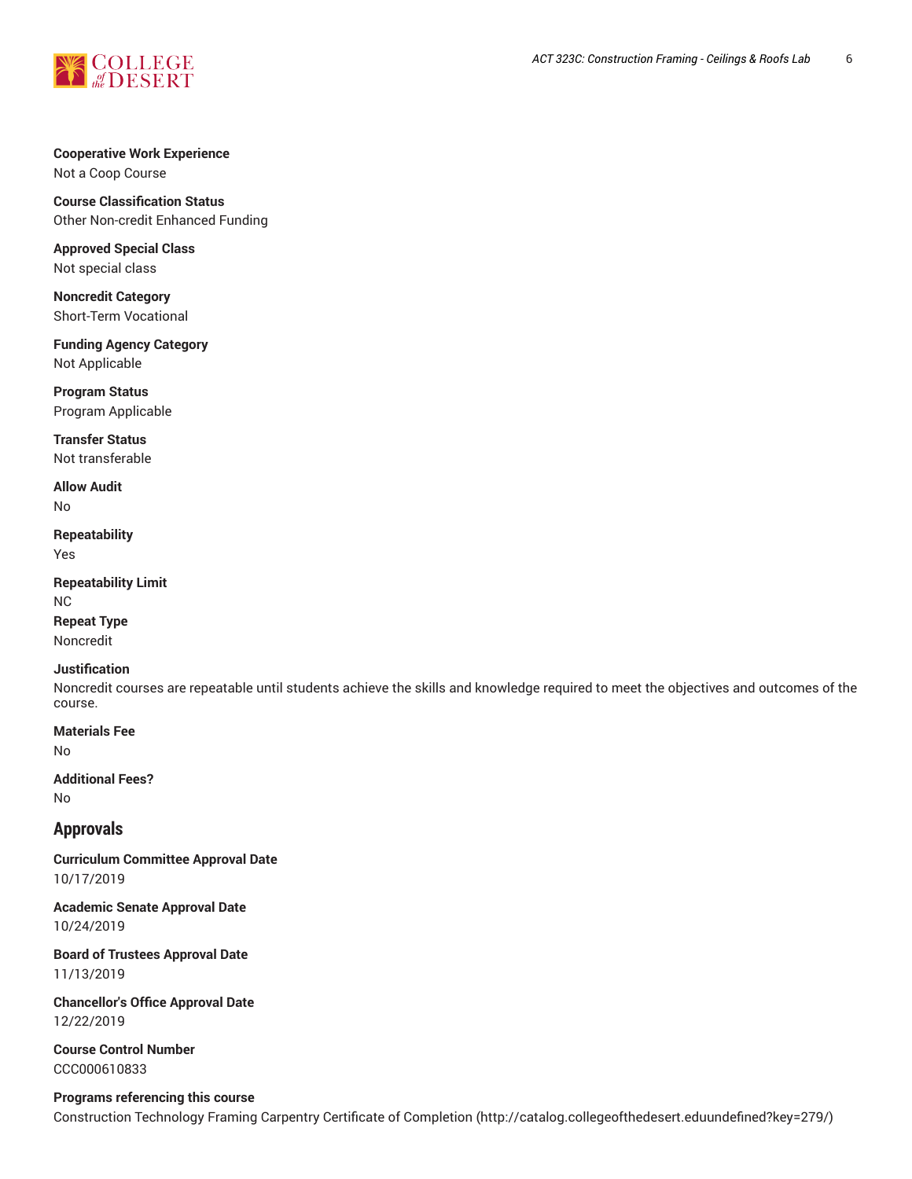**Cooperative Work Experience**
Not a Coop Course

**Course Classification Status**
Other Non-credit Enhanced Funding

**Approved Special Class**
Not special class

**Noncredit Category**
Short-Term Vocational

**Funding Agency Category**
Not Applicable

**Program Status**
Program Applicable

**Transfer Status**
Not transferable

**Allow Audit**
No

**Repeatability**
Yes

**Repeatability Limit**
NC

**Repeat Type**
Noncredit

**Justification**
Noncredit courses are repeatable until students achieve the skills and knowledge required to meet the objectives and outcomes of the course.

**Materials Fee**
No

**Additional Fees?**
No

## Approvals

**Curriculum Committee Approval Date**
10/17/2019

**Academic Senate Approval Date**
10/24/2019

**Board of Trustees Approval Date**
11/13/2019

**Chancellor's Office Approval Date**
12/22/2019

**Course Control Number**
CCC000610833

**Programs referencing this course**
Construction Technology Framing Carpentry Certificate of Completion (http://catalog.collegeofthedesert.eduundefined?key=279/)